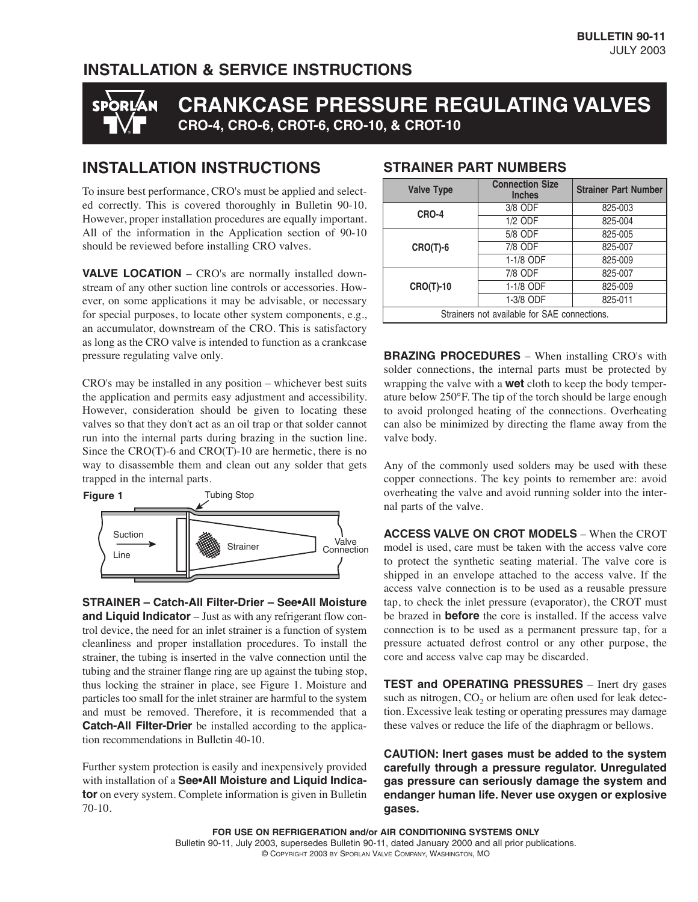# INSTALLATION & SERVICE INSTRUCTIONS

# CRANKCASE PRESSURE REGULATING VALVES

**CRO-4, CRO-6, CROT-6, CRO-10, & CROT-10**

## INSTALLATION INSTRUCTIONS

To insure best performance, CRO's must be applied and selected correctly. This is covered thoroughly in Bulletin 90-10. However, proper installation procedures are equally important. All of the information in the Application section of 90-10 should be reviewed before installing CRO valves.

**VALVE LOCATION** – CRO's are normally installed downstream of any other suction line controls or accessories. However, on some applications it may be advisable, or necessary for special purposes, to locate other system components, e.g., an accumulator, downstream of the CRO. This is satisfactory as long as the CRO valve is intended to function as a crankcase pressure regulating valve only.

CRO's may be installed in any position – whichever best suits the application and permits easy adjustment and accessibility. However, consideration should be given to locating these valves so that they don't act as an oil trap or that solder cannot run into the internal parts during brazing in the suction line. Since the CRO(T)-6 and CRO(T)-10 are hermetic, there is no way to disassemble them and clean out any solder that gets trapped in the internal parts.

**Figure 1**

Tubing Stop

Suction Line → Strainer — Valve Connection

**STRAINER – Catch-All Filter-Drier – See•All Moisture and Liquid Indicator** – Just as with any refrigerant flow control device, the need for an inlet strainer is a function of system cleanliness and proper installation procedures. To install the strainer, the tubing is inserted in the valve connection until the tubing and the strainer flange ring are up against the tubing stop, thus locking the strainer in place, see Figure 1. Moisture and particles too small for the inlet strainer are harmful to the system and must be removed. Therefore, it is recommended that a **Catch-All Filter-Drier** be installed according to the application recommendations in Bulletin 40-10.

Further system protection is easily and inexpensively provided with installation of a **See•All Moisture and Liquid Indicator** on every system. Complete information is given in Bulletin 70-10.

## STRAINER PART NUMBERS

| Valve Type | Connection Size Inches | Strainer Part Number |
|---|---|---|
| CRO-4 | 3/8 ODF | 825-003 |
| | 1/2 ODF | 825-004 |
| CRO(T)-6 | 5/8 ODF | 825-005 |
| | 7/8 ODF | 825-007 |
| | 1-1/8 ODF | 825-009 |
| CRO(T)-10 | 7/8 ODF | 825-007 |
| | 1-1/8 ODF | 825-009 |
| | 1-3/8 ODF | 825-011 |
| Strainers not available for SAE connections. | | |

**BRAZING PROCEDURES** – When installing CRO's with solder connections, the internal parts must be protected by wrapping the valve with a **wet** cloth to keep the body temperature below 250°F. The tip of the torch should be large enough to avoid prolonged heating of the connections. Overheating can also be minimized by directing the flame away from the valve body.

Any of the commonly used solders may be used with these copper connections. The key points to remember are: avoid overheating the valve and avoid running solder into the internal parts of the valve.

**ACCESS VALVE ON CROT MODELS** – When the CROT model is used, care must be taken with the access valve core to protect the synthetic seating material. The valve core is shipped in an envelope attached to the access valve. If the access valve connection is to be used as a reusable pressure tap, to check the inlet pressure (evaporator), the CROT must be brazed in **before** the core is installed. If the access valve connection is to be used as a permanent pressure tap, for a pressure actuated defrost control or any other purpose, the core and access valve cap may be discarded.

**TEST and OPERATING PRESSURES** – Inert dry gases such as nitrogen, $CO_2$ or helium are often used for leak detection. Excessive leak testing or operating pressures may damage these valves or reduce the life of the diaphragm or bellows.

**CAUTION: Inert gases must be added to the system carefully through a pressure regulator. Unregulated gas pressure can seriously damage the system and endanger human life. Never use oxygen or explosive gases.**

**FOR USE ON REFRIGERATION and/or AIR CONDITIONING SYSTEMS ONLY**

Bulletin 90-11, July 2003, supersedes Bulletin 90-11, dated January 2000 and all prior publications.

© Copyright 2003 by Sporlan Valve Company, Washington, MO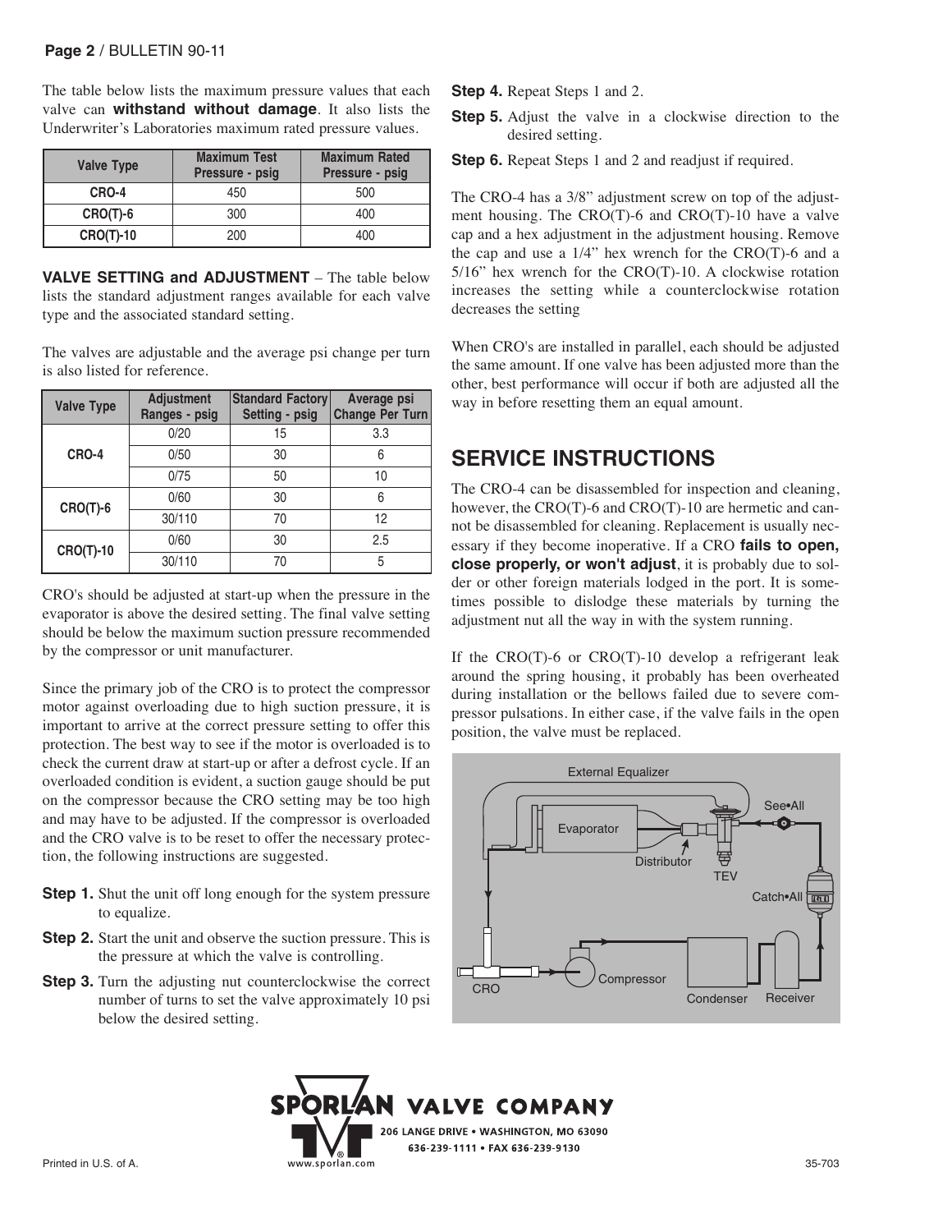The table below lists the maximum pressure values that each valve can **withstand without damage**. It also lists the Underwriter's Laboratories maximum rated pressure values.

| Valve Type | Maximum Test Pressure - psig | Maximum Rated Pressure - psig |
|---|---|---|
| CRO-4 | 450 | 500 |
| CRO(T)-6 | 300 | 400 |
| CRO(T)-10 | 200 | 400 |

**VALVE SETTING and ADJUSTMENT** – The table below lists the standard adjustment ranges available for each valve type and the associated standard setting.

The valves are adjustable and the average psi change per turn is also listed for reference.

| Valve Type | Adjustment Ranges - psig | Standard Factory Setting - psig | Average psi Change Per Turn |
|---|---|---|---|
| CRO-4 | 0/20 | 15 | 3.3 |
| | 0/50 | 30 | 6 |
| | 0/75 | 50 | 10 |
| CRO(T)-6 | 0/60 | 30 | 6 |
| | 30/110 | 70 | 12 |
| CRO(T)-10 | 0/60 | 30 | 2.5 |
| | 30/110 | 70 | 5 |

CRO's should be adjusted at start-up when the pressure in the evaporator is above the desired setting. The final valve setting should be below the maximum suction pressure recommended by the compressor or unit manufacturer.

Since the primary job of the CRO is to protect the compressor motor against overloading due to high suction pressure, it is important to arrive at the correct pressure setting to offer this protection. The best way to see if the motor is overloaded is to check the current draw at start-up or after a defrost cycle. If an overloaded condition is evident, a suction gauge should be put on the compressor because the CRO setting may be too high and may have to be adjusted. If the compressor is overloaded and the CRO valve is to be reset to offer the necessary protection, the following instructions are suggested.

**Step 1.** Shut the unit off long enough for the system pressure to equalize.

**Step 2.** Start the unit and observe the suction pressure. This is the pressure at which the valve is controlling.

**Step 3.** Turn the adjusting nut counterclockwise the correct number of turns to set the valve approximately 10 psi below the desired setting.

**Step 4.** Repeat Steps 1 and 2.

**Step 5.** Adjust the valve in a clockwise direction to the desired setting.

**Step 6.** Repeat Steps 1 and 2 and readjust if required.

The CRO-4 has a 3/8" adjustment screw on top of the adjustment housing. The CRO(T)-6 and CRO(T)-10 have a valve cap and a hex adjustment in the adjustment housing. Remove the cap and use a 1/4" hex wrench for the CRO(T)-6 and a 5/16" hex wrench for the CRO(T)-10. A clockwise rotation increases the setting while a counterclockwise rotation decreases the setting

When CRO's are installed in parallel, each should be adjusted the same amount. If one valve has been adjusted more than the other, best performance will occur if both are adjusted all the way in before resetting them an equal amount.

## SERVICE INSTRUCTIONS

The CRO-4 can be disassembled for inspection and cleaning, however, the CRO(T)-6 and CRO(T)-10 are hermetic and cannot be disassembled for cleaning. Replacement is usually necessary if they become inoperative. If a CRO **fails to open, close properly, or won't adjust**, it is probably due to solder or other foreign materials lodged in the port. It is sometimes possible to dislodge these materials by turning the adjustment nut all the way in with the system running.

If the CRO(T)-6 or CRO(T)-10 develop a refrigerant leak around the spring housing, it probably has been overheated during installation or the bellows failed due to severe compressor pulsations. In either case, if the valve fails in the open position, the valve must be replaced.

External Equalizer
See•All
Evaporator
Distributor
TEV
Catch•All
CRO
Compressor
Condenser
Receiver

SPORLAN VALVE COMPANY
206 LANGE DRIVE • WASHINGTON, MO 63090
636-239-1111 • FAX 636-239-9130
www.sporlan.com

Printed in U.S. of A.

35-703